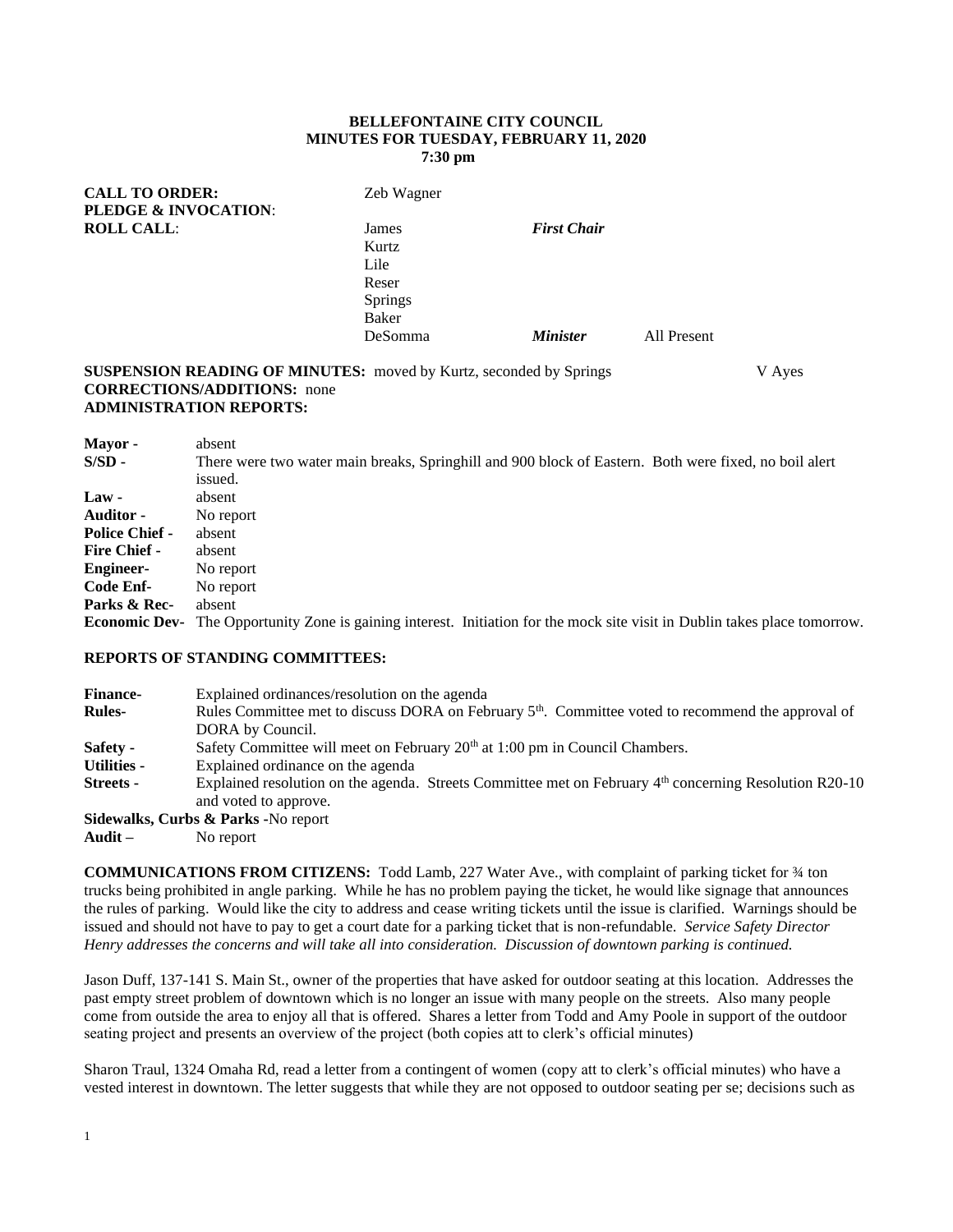# BELLEFONTAINE CITY COUNCIL
## MINUTES FOR TUESDAY, FEBRUARY 11, 2020
### 7:30 pm

| | | | |
|---|---|---|---|
| **CALL TO ORDER:** | Zeb Wagner | | |
| **PLEDGE & INVOCATION**: | | | |
| **ROLL CALL**: | James | ***First Chair*** | |
| | Kurtz | | |
| | Lile | | |
| | Reser | | |
| | Springs | | |
| | Baker | | |
| | DeSomma | ***Minister*** | All Present |

**SUSPENSION READING OF MINUTES:** moved by Kurtz, seconded by Springs V Ayes
**CORRECTIONS/ADDITIONS:** none
**ADMINISTRATION REPORTS:**

| | |
|---|---|
| **Mayor -** | absent |
| **S/SD -** | There were two water main breaks, Springhill and 900 block of Eastern. Both were fixed, no boil alert issued. |
| **Law -** | absent |
| **Auditor -** | No report |
| **Police Chief -** | absent |
| **Fire Chief -** | absent |
| **Engineer-** | No report |
| **Code Enf-** | No report |
| **Parks & Rec-** | absent |
| **Economic Dev-** | The Opportunity Zone is gaining interest. Initiation for the mock site visit in Dublin takes place tomorrow. |

**REPORTS OF STANDING COMMITTEES:**

| | |
|---|---|
| **Finance-** | Explained ordinances/resolution on the agenda |
| **Rules-** | Rules Committee met to discuss DORA on February 5th. Committee voted to recommend the approval of DORA by Council. |
| **Safety -** | Safety Committee will meet on February 20th at 1:00 pm in Council Chambers. |
| **Utilities -** | Explained ordinance on the agenda |
| **Streets -** | Explained resolution on the agenda. Streets Committee met on February 4th concerning Resolution R20-10 and voted to approve. |
| **Sidewalks, Curbs & Parks** | -No report |
| **Audit –** | No report |

**COMMUNICATIONS FROM CITIZENS:** Todd Lamb, 227 Water Ave., with complaint of parking ticket for ¾ ton trucks being prohibited in angle parking. While he has no problem paying the ticket, he would like signage that announces the rules of parking. Would like the city to address and cease writing tickets until the issue is clarified. Warnings should be issued and should not have to pay to get a court date for a parking ticket that is non-refundable. *Service Safety Director Henry addresses the concerns and will take all into consideration. Discussion of downtown parking is continued.*

Jason Duff, 137-141 S. Main St., owner of the properties that have asked for outdoor seating at this location. Addresses the past empty street problem of downtown which is no longer an issue with many people on the streets. Also many people come from outside the area to enjoy all that is offered. Shares a letter from Todd and Amy Poole in support of the outdoor seating project and presents an overview of the project (both copies att to clerk's official minutes)

Sharon Traul, 1324 Omaha Rd, read a letter from a contingent of women (copy att to clerk's official minutes) who have a vested interest in downtown. The letter suggests that while they are not opposed to outdoor seating per se; decisions such as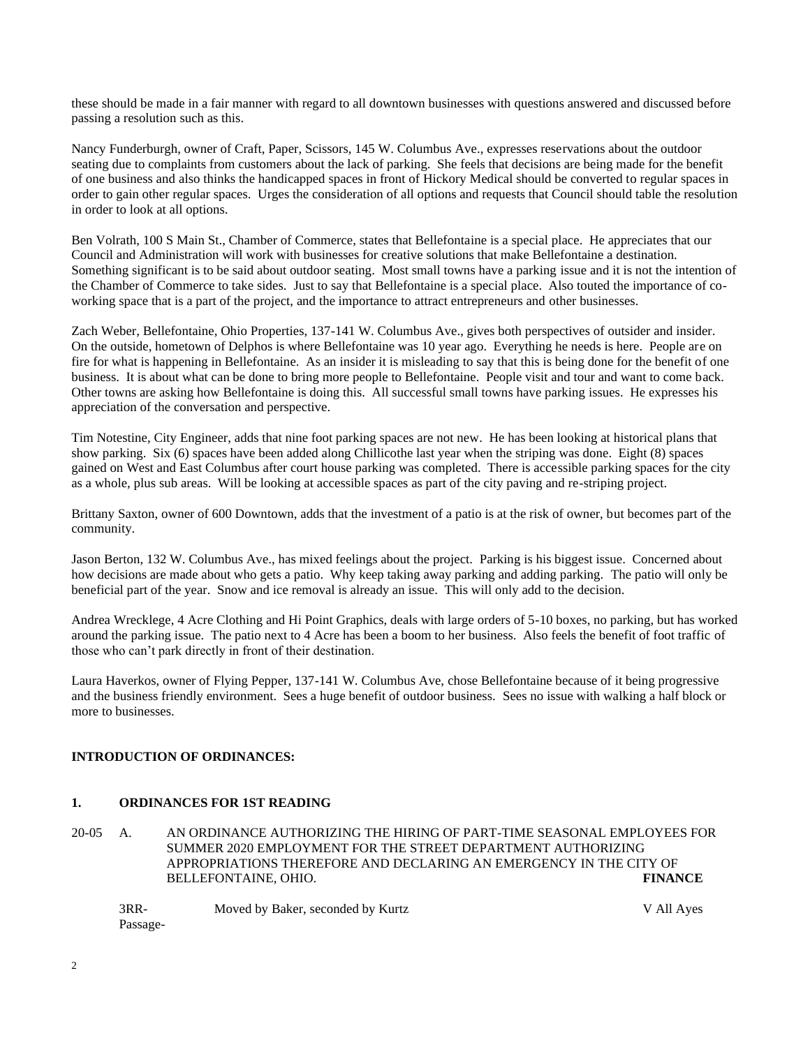these should be made in a fair manner with regard to all downtown businesses with questions answered and discussed before passing a resolution such as this.

Nancy Funderburgh, owner of Craft, Paper, Scissors, 145 W. Columbus Ave., expresses reservations about the outdoor seating due to complaints from customers about the lack of parking. She feels that decisions are being made for the benefit of one business and also thinks the handicapped spaces in front of Hickory Medical should be converted to regular spaces in order to gain other regular spaces. Urges the consideration of all options and requests that Council should table the resolution in order to look at all options.

Ben Volrath, 100 S Main St., Chamber of Commerce, states that Bellefontaine is a special place. He appreciates that our Council and Administration will work with businesses for creative solutions that make Bellefontaine a destination. Something significant is to be said about outdoor seating. Most small towns have a parking issue and it is not the intention of the Chamber of Commerce to take sides. Just to say that Bellefontaine is a special place. Also touted the importance of co-working space that is a part of the project, and the importance to attract entrepreneurs and other businesses.

Zach Weber, Bellefontaine, Ohio Properties, 137-141 W. Columbus Ave., gives both perspectives of outsider and insider. On the outside, hometown of Delphos is where Bellefontaine was 10 year ago. Everything he needs is here. People are on fire for what is happening in Bellefontaine. As an insider it is misleading to say that this is being done for the benefit of one business. It is about what can be done to bring more people to Bellefontaine. People visit and tour and want to come back. Other towns are asking how Bellefontaine is doing this. All successful small towns have parking issues. He expresses his appreciation of the conversation and perspective.

Tim Notestine, City Engineer, adds that nine foot parking spaces are not new. He has been looking at historical plans that show parking. Six (6) spaces have been added along Chillicothe last year when the striping was done. Eight (8) spaces gained on West and East Columbus after court house parking was completed. There is accessible parking spaces for the city as a whole, plus sub areas. Will be looking at accessible spaces as part of the city paving and re-striping project.

Brittany Saxton, owner of 600 Downtown, adds that the investment of a patio is at the risk of owner, but becomes part of the community.

Jason Berton, 132 W. Columbus Ave., has mixed feelings about the project. Parking is his biggest issue. Concerned about how decisions are made about who gets a patio. Why keep taking away parking and adding parking. The patio will only be beneficial part of the year. Snow and ice removal is already an issue. This will only add to the decision.

Andrea Wrecklege, 4 Acre Clothing and Hi Point Graphics, deals with large orders of 5-10 boxes, no parking, but has worked around the parking issue. The patio next to 4 Acre has been a boom to her business. Also feels the benefit of foot traffic of those who can't park directly in front of their destination.

Laura Haverkos, owner of Flying Pepper, 137-141 W. Columbus Ave, chose Bellefontaine because of it being progressive and the business friendly environment. Sees a huge benefit of outdoor business. Sees no issue with walking a half block or more to businesses.

**INTRODUCTION OF ORDINANCES:**

**1. ORDINANCES FOR 1ST READING**

20-05 A. AN ORDINANCE AUTHORIZING THE HIRING OF PART-TIME SEASONAL EMPLOYEES FOR SUMMER 2020 EMPLOYMENT FOR THE STREET DEPARTMENT AUTHORIZING APPROPRIATIONS THEREFORE AND DECLARING AN EMERGENCY IN THE CITY OF BELLEFONTAINE, OHIO. **FINANCE**

3RR-Passage- Moved by Baker, seconded by Kurtz V All Ayes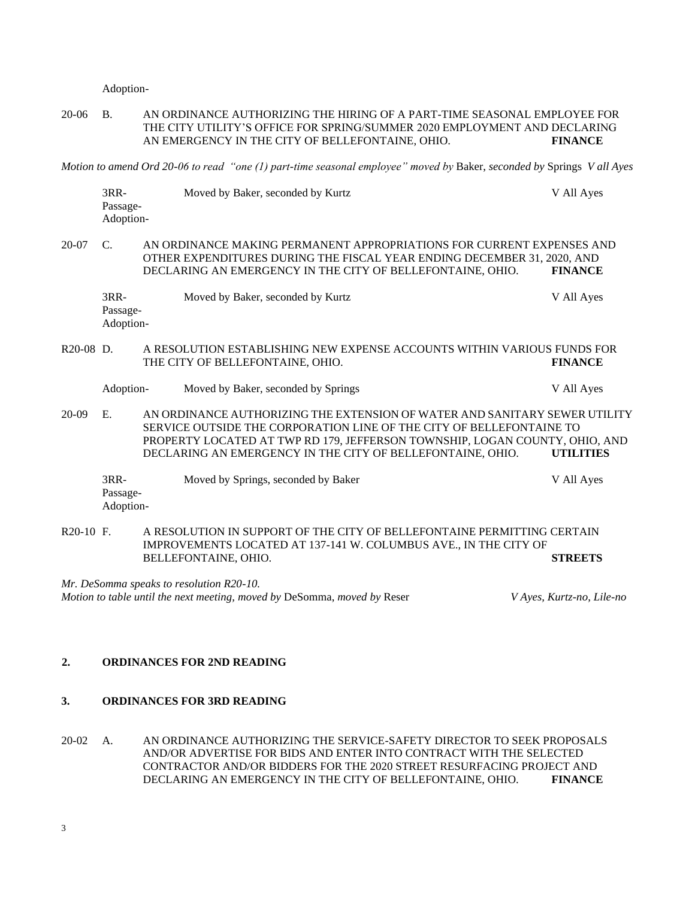Adoption-

20-06 B. AN ORDINANCE AUTHORIZING THE HIRING OF A PART-TIME SEASONAL EMPLOYEE FOR THE CITY UTILITY'S OFFICE FOR SPRING/SUMMER 2020 EMPLOYMENT AND DECLARING AN EMERGENCY IN THE CITY OF BELLEFONTAINE, OHIO. **FINANCE**

*Motion to amend Ord 20-06 to read "one (1) part-time seasonal employee" moved by* Baker, *seconded by* Springs *V all Ayes*

3RR-
Passage-
Adoption- Moved by Baker, seconded by Kurtz V All Ayes

20-07 C. AN ORDINANCE MAKING PERMANENT APPROPRIATIONS FOR CURRENT EXPENSES AND OTHER EXPENDITURES DURING THE FISCAL YEAR ENDING DECEMBER 31, 2020, AND DECLARING AN EMERGENCY IN THE CITY OF BELLEFONTAINE, OHIO. **FINANCE**

3RR-
Passage-
Adoption- Moved by Baker, seconded by Kurtz V All Ayes

R20-08 D. A RESOLUTION ESTABLISHING NEW EXPENSE ACCOUNTS WITHIN VARIOUS FUNDS FOR THE CITY OF BELLEFONTAINE, OHIO. **FINANCE**

Adoption- Moved by Baker, seconded by Springs V All Ayes

20-09 E. AN ORDINANCE AUTHORIZING THE EXTENSION OF WATER AND SANITARY SEWER UTILITY SERVICE OUTSIDE THE CORPORATION LINE OF THE CITY OF BELLEFONTAINE TO PROPERTY LOCATED AT TWP RD 179, JEFFERSON TOWNSHIP, LOGAN COUNTY, OHIO, AND DECLARING AN EMERGENCY IN THE CITY OF BELLEFONTAINE, OHIO. **UTILITIES**

3RR-
Passage-
Adoption- Moved by Springs, seconded by Baker V All Ayes

R20-10 F. A RESOLUTION IN SUPPORT OF THE CITY OF BELLEFONTAINE PERMITTING CERTAIN IMPROVEMENTS LOCATED AT 137-141 W. COLUMBUS AVE., IN THE CITY OF BELLEFONTAINE, OHIO. **STREETS**

*Mr. DeSomma speaks to resolution R20-10.*
*Motion to table until the next meeting, moved by* DeSomma, *moved by* Reser *V Ayes, Kurtz-no, Lile-no*

**2. ORDINANCES FOR 2ND READING**

**3. ORDINANCES FOR 3RD READING**

20-02 A. AN ORDINANCE AUTHORIZING THE SERVICE-SAFETY DIRECTOR TO SEEK PROPOSALS AND/OR ADVERTISE FOR BIDS AND ENTER INTO CONTRACT WITH THE SELECTED CONTRACTOR AND/OR BIDDERS FOR THE 2020 STREET RESURFACING PROJECT AND DECLARING AN EMERGENCY IN THE CITY OF BELLEFONTAINE, OHIO. **FINANCE**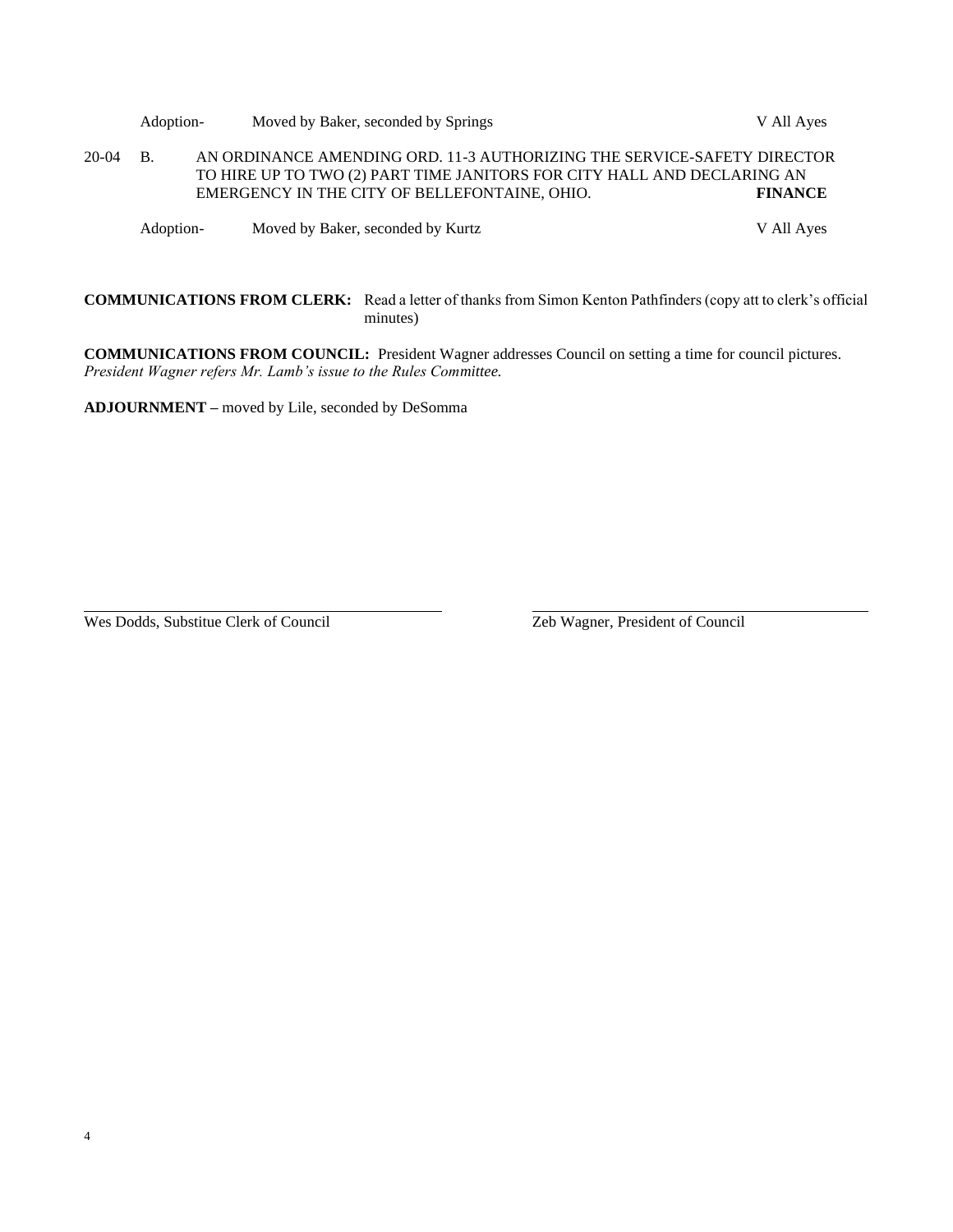Adoption- Moved by Baker, seconded by Springs V All Ayes

20-04 B. AN ORDINANCE AMENDING ORD. 11-3 AUTHORIZING THE SERVICE-SAFETY DIRECTOR TO HIRE UP TO TWO (2) PART TIME JANITORS FOR CITY HALL AND DECLARING AN EMERGENCY IN THE CITY OF BELLEFONTAINE, OHIO. **FINANCE**

Adoption- Moved by Baker, seconded by Kurtz V All Ayes

**COMMUNICATIONS FROM CLERK:** Read a letter of thanks from Simon Kenton Pathfinders (copy att to clerk's official minutes)

**COMMUNICATIONS FROM COUNCIL:** President Wagner addresses Council on setting a time for council pictures. *President Wagner refers Mr. Lamb's issue to the Rules Committee.*

**ADJOURNMENT –** moved by Lile, seconded by DeSomma

Wes Dodds, Substitue Clerk of Council

Zeb Wagner, President of Council